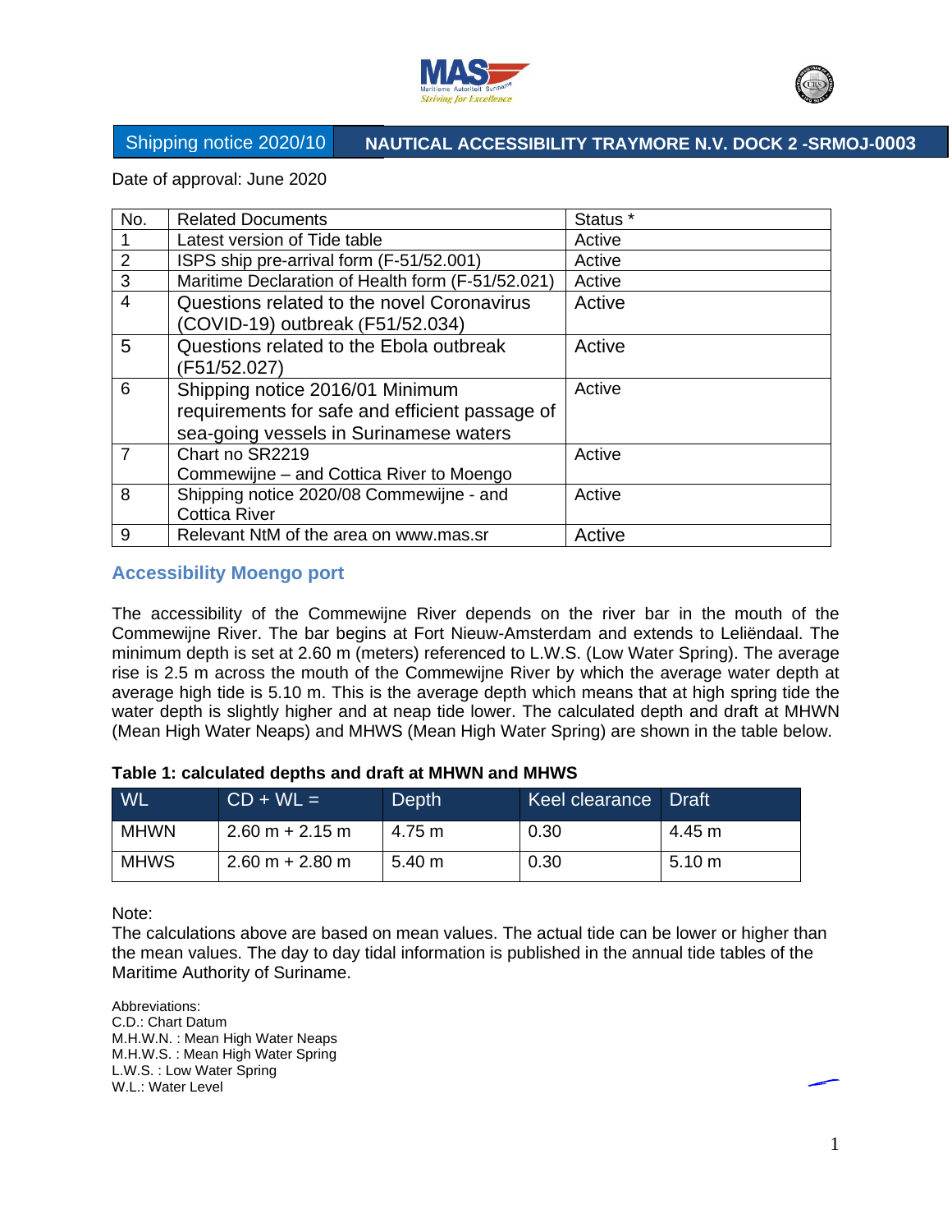Shipping notice 2020/10 | **NAUTICAL ACCESSIBILITY TRAYMORE N.V. DOCK 2 -SRMOJ-0003**

Date of approval: June 2020

| No. | Related Documents | Status * |
|---|---|---|
| 1 | Latest version of Tide table | Active |
| 2 | ISPS ship pre-arrival form (F-51/52.001) | Active |
| 3 | Maritime Declaration of Health form (F-51/52.021) | Active |
| 4 | Questions related to the novel Coronavirus (COVID-19) outbreak (F51/52.034) | Active |
| 5 | Questions related to the Ebola outbreak (F51/52.027) | Active |
| 6 | Shipping notice 2016/01 Minimum requirements for safe and efficient passage of sea-going vessels in Surinamese waters | Active |
| 7 | Chart no SR2219 Commewijne – and Cottica River to Moengo | Active |
| 8 | Shipping notice 2020/08 Commewijne - and Cottica River | Active |
| 9 | Relevant NtM of the area on www.mas.sr | Active |

## Accessibility Moengo port

The accessibility of the Commewijne River depends on the river bar in the mouth of the Commewijne River. The bar begins at Fort Nieuw-Amsterdam and extends to Leliëndaal. The minimum depth is set at 2.60 m (meters) referenced to L.W.S. (Low Water Spring). The average rise is 2.5 m across the mouth of the Commewijne River by which the average water depth at average high tide is 5.10 m. This is the average depth which means that at high spring tide the water depth is slightly higher and at neap tide lower. The calculated depth and draft at MHWN (Mean High Water Neaps) and MHWS (Mean High Water Spring) are shown in the table below.

**Table 1: calculated depths and draft at MHWN and MHWS**

| WL | CD + WL = | Depth | Keel clearance | Draft |
|---|---|---|---|---|
| MHWN | 2.60 m + 2.15 m | 4.75 m | 0.30 | 4.45 m |
| MHWS | 2.60 m + 2.80 m | 5.40 m | 0.30 | 5.10 m |

Note:
The calculations above are based on mean values. The actual tide can be lower or higher than the mean values. The day to day tidal information is published in the annual tide tables of the Maritime Authority of Suriname.

Abbreviations:
C.D.: Chart Datum
M.H.W.N. : Mean High Water Neaps
M.H.W.S. : Mean High Water Spring
L.W.S. : Low Water Spring
W.L.: Water Level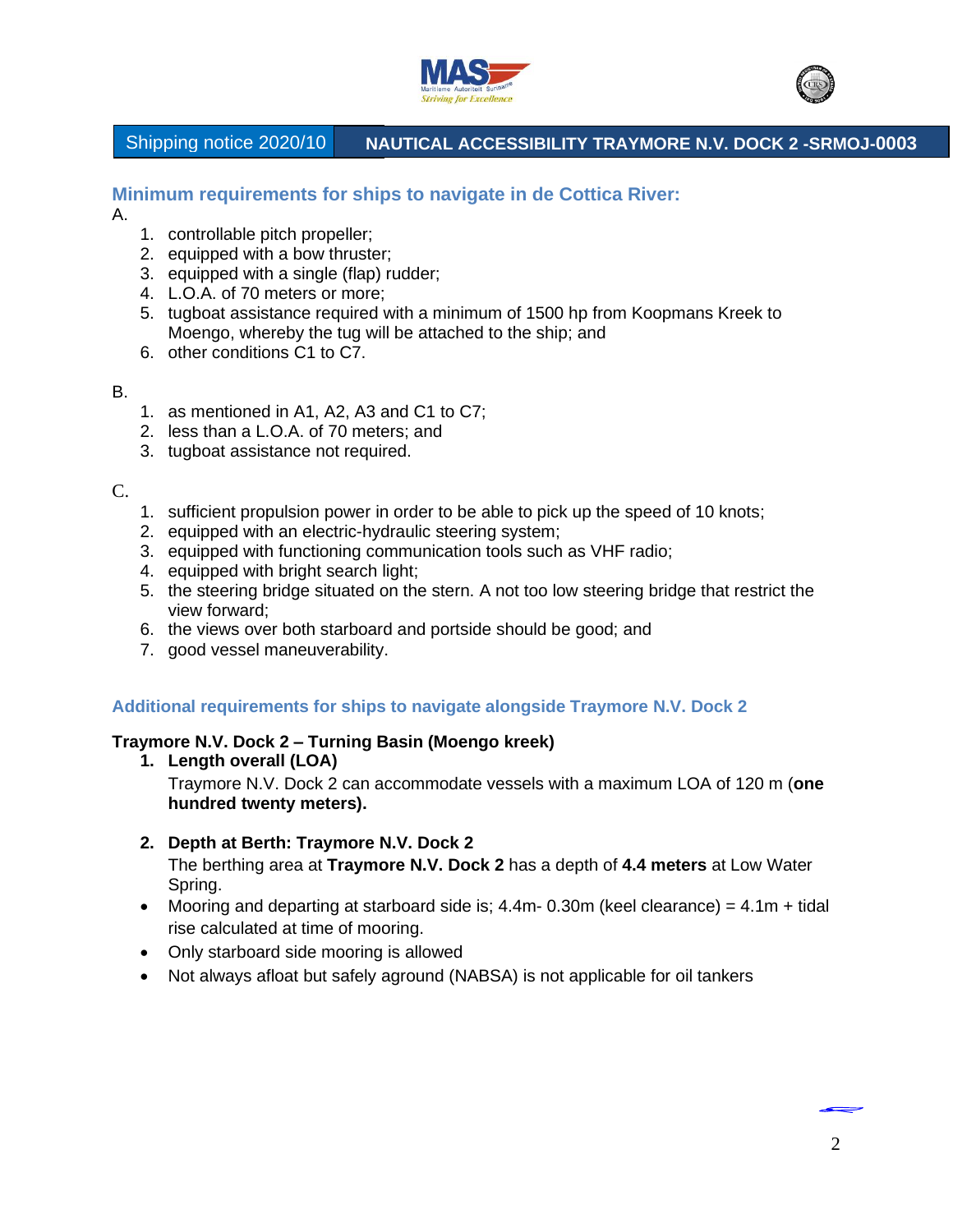Shipping notice 2020/10 | NAUTICAL ACCESSIBILITY TRAYMORE N.V. DOCK 2 -SRMOJ-0003

## Minimum requirements for ships to navigate in de Cottica River:

A.

1. controllable pitch propeller;
2. equipped with a bow thruster;
3. equipped with a single (flap) rudder;
4. L.O.A. of 70 meters or more;
5. tugboat assistance required with a minimum of 1500 hp from Koopmans Kreek to Moengo, whereby the tug will be attached to the ship; and
6. other conditions C1 to C7.

B.

1. as mentioned in A1, A2, A3 and C1 to C7;
2. less than a L.O.A. of 70 meters; and
3. tugboat assistance not required.

C.

1. sufficient propulsion power in order to be able to pick up the speed of 10 knots;
2. equipped with an electric-hydraulic steering system;
3. equipped with functioning communication tools such as VHF radio;
4. equipped with bright search light;
5. the steering bridge situated on the stern. A not too low steering bridge that restrict the view forward;
6. the views over both starboard and portside should be good; and
7. good vessel maneuverability.

## Additional requirements for ships to navigate alongside Traymore N.V. Dock 2

**Traymore N.V. Dock 2 – Turning Basin (Moengo kreek)**

1. **Length overall (LOA)**

   Traymore N.V. Dock 2 can accommodate vessels with a maximum LOA of 120 m (**one hundred twenty meters).**

2. **Depth at Berth: Traymore N.V. Dock 2**

   The berthing area at **Traymore N.V. Dock 2** has a depth of **4.4 meters** at Low Water Spring.

- Mooring and departing at starboard side is; 4.4m- 0.30m (keel clearance) = 4.1m + tidal rise calculated at time of mooring.
- Only starboard side mooring is allowed
- Not always afloat but safely aground (NABSA) is not applicable for oil tankers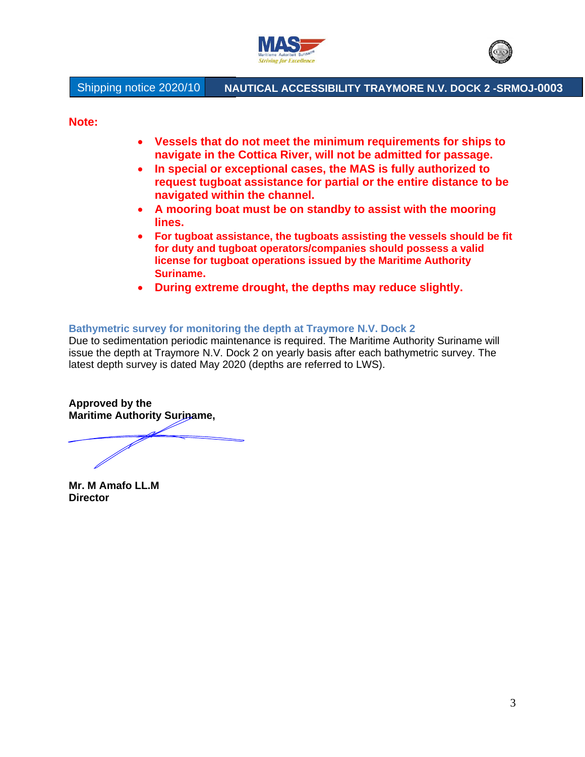**Note:**

- **Vessels that do not meet the minimum requirements for ships to navigate in the Cottica River, will not be admitted for passage.**
- **In special or exceptional cases, the MAS is fully authorized to request tugboat assistance for partial or the entire distance to be navigated within the channel.**
- **A mooring boat must be on standby to assist with the mooring lines.**
- **For tugboat assistance, the tugboats assisting the vessels should be fit for duty and tugboat operators/companies should possess a valid license for tugboat operations issued by the Maritime Authority Suriname.**
- **During extreme drought, the depths may reduce slightly.**

### Bathymetric survey for monitoring the depth at Traymore N.V. Dock 2

Due to sedimentation periodic maintenance is required. The Maritime Authority Suriname will issue the depth at Traymore N.V. Dock 2 on yearly basis after each bathymetric survey. The latest depth survey is dated May 2020 (depths are referred to LWS).

**Approved by the**
**Maritime Authority Suriname,**

**Mr. M Amafo LL.M**
**Director**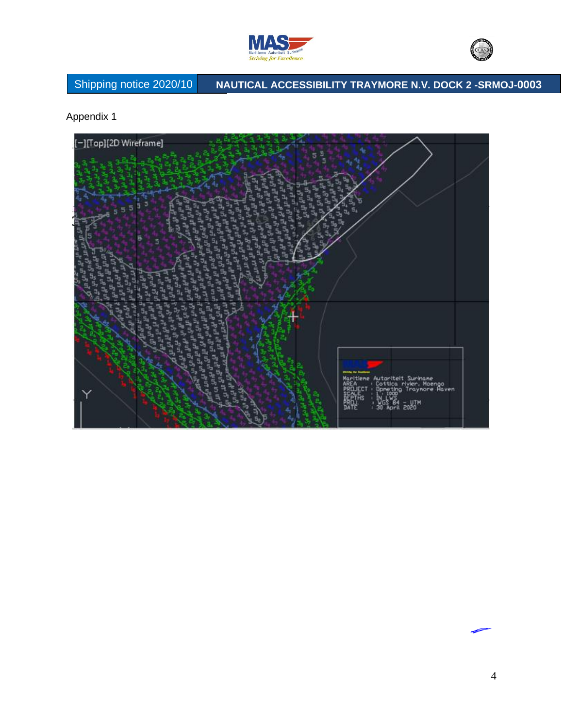Appendix 1

[-][Top][2D Wireframe]

Maritieme Autoriteit Suriname
AREA : Cottica rivier, Moengo
PROJECT : Opmeting Traymore Haven
SCALE : 1 : 1000
DEPTHS : IN LWS
PROJ. : WGS 84 - UTM
DATE : 30 April 2020